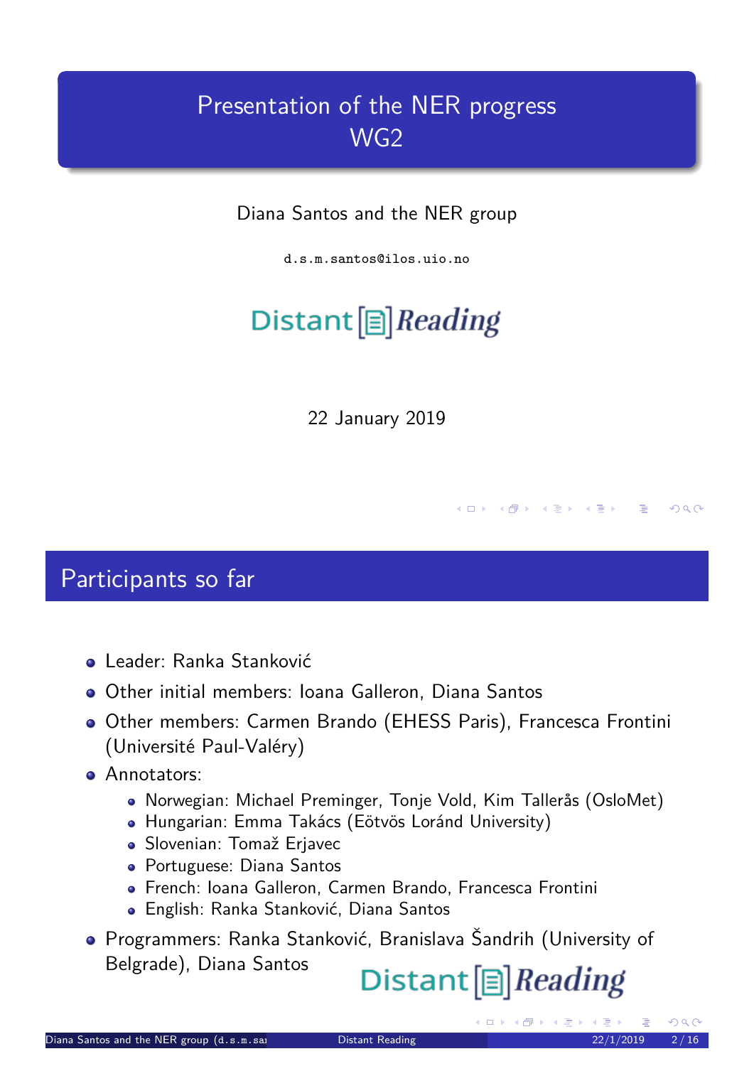# Presentation of the NER progress
# WG2

Diana Santos and the NER group

d.s.m.santos@ilos.uio.no

Distant Reading

22 January 2019

## Participants so far

- Leader: Ranka Stanković
- Other initial members: Ioana Galleron, Diana Santos
- Other members: Carmen Brando (EHESS Paris), Francesca Frontini (Université Paul-Valéry)
- Annotators:
  - Norwegian: Michael Preminger, Tonje Vold, Kim Tallerås (OsloMet)
  - Hungarian: Emma Takács (Eötvös Loránd University)
  - Slovenian: Tomaž Erjavec
  - Portuguese: Diana Santos
  - French: Ioana Galleron, Carmen Brando, Francesca Frontini
  - English: Ranka Stanković, Diana Santos
- Programmers: Ranka Stanković, Branislava Šandrih (University of Belgrade), Diana Santos

Distant Reading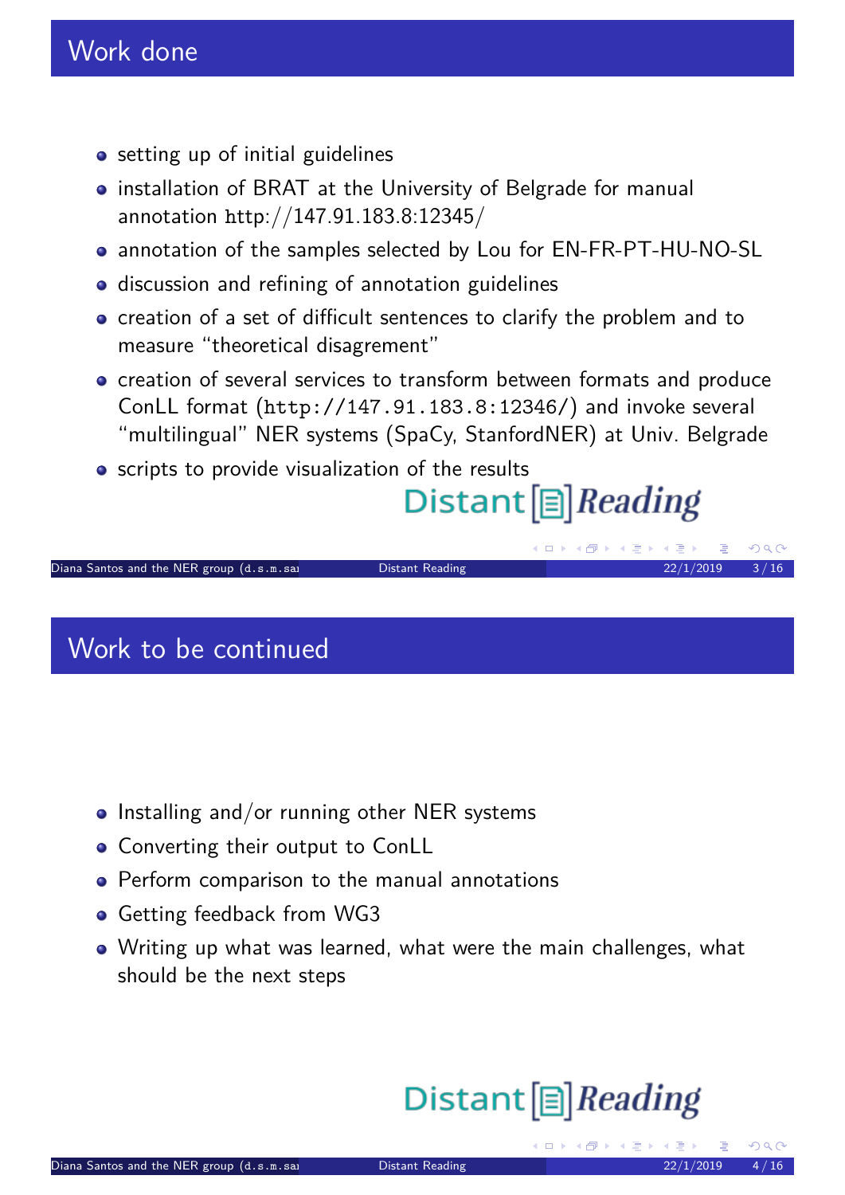## Work done

- setting up of initial guidelines
- installation of BRAT at the University of Belgrade for manual annotation http://147.91.183.8:12345/
- annotation of the samples selected by Lou for EN-FR-PT-HU-NO-SL
- discussion and refining of annotation guidelines
- creation of a set of difficult sentences to clarify the problem and to measure "theoretical disagreement"
- creation of several services to transform between formats and produce ConLL format (`http://147.91.183.8:12346/`) and invoke several "multilingual" NER systems (SpaCy, StanfordNER) at Univ. Belgrade
- scripts to provide visualization of the results

## Work to be continued

- Installing and/or running other NER systems
- Converting their output to ConLL
- Perform comparison to the manual annotations
- Getting feedback from WG3
- Writing up what was learned, what were the main challenges, what should be the next steps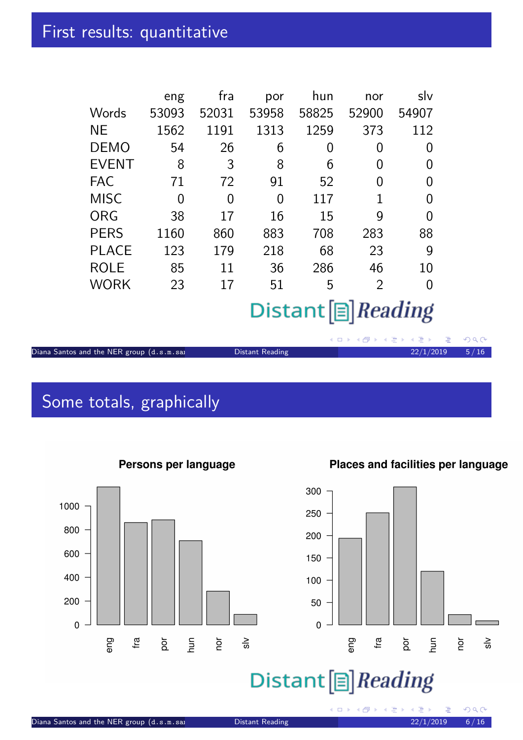## First results: quantitative

| | eng | fra | por | hun | nor | slv |
|---|---|---|---|---|---|---|
| Words | 53093 | 52031 | 53958 | 58825 | 52900 | 54907 |
| NE | 1562 | 1191 | 1313 | 1259 | 373 | 112 |
| DEMO | 54 | 26 | 6 | 0 | 0 | 0 |
| EVENT | 8 | 3 | 8 | 6 | 0 | 0 |
| FAC | 71 | 72 | 91 | 52 | 0 | 0 |
| MISC | 0 | 0 | 0 | 117 | 1 | 0 |
| ORG | 38 | 17 | 16 | 15 | 9 | 0 |
| PERS | 1160 | 860 | 883 | 708 | 283 | 88 |
| PLACE | 123 | 179 | 218 | 68 | 23 | 9 |
| ROLE | 85 | 11 | 36 | 286 | 46 | 10 |
| WORK | 23 | 17 | 51 | 5 | 2 | 0 |

Distant Reading

## Some totals, graphically

**Persons per language**

**Places and facilities per language**

Distant Reading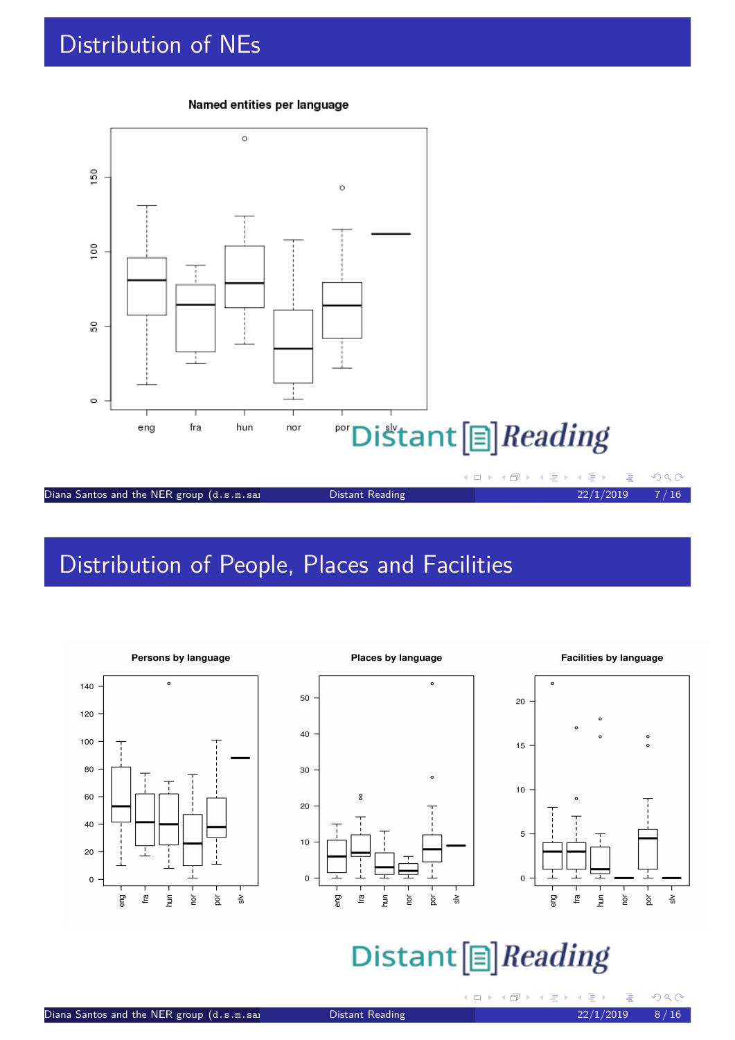# Distribution of NEs

**Named entities per language**

# Distribution of People, Places and Facilities

**Persons by language**

**Places by language**

**Facilities by language**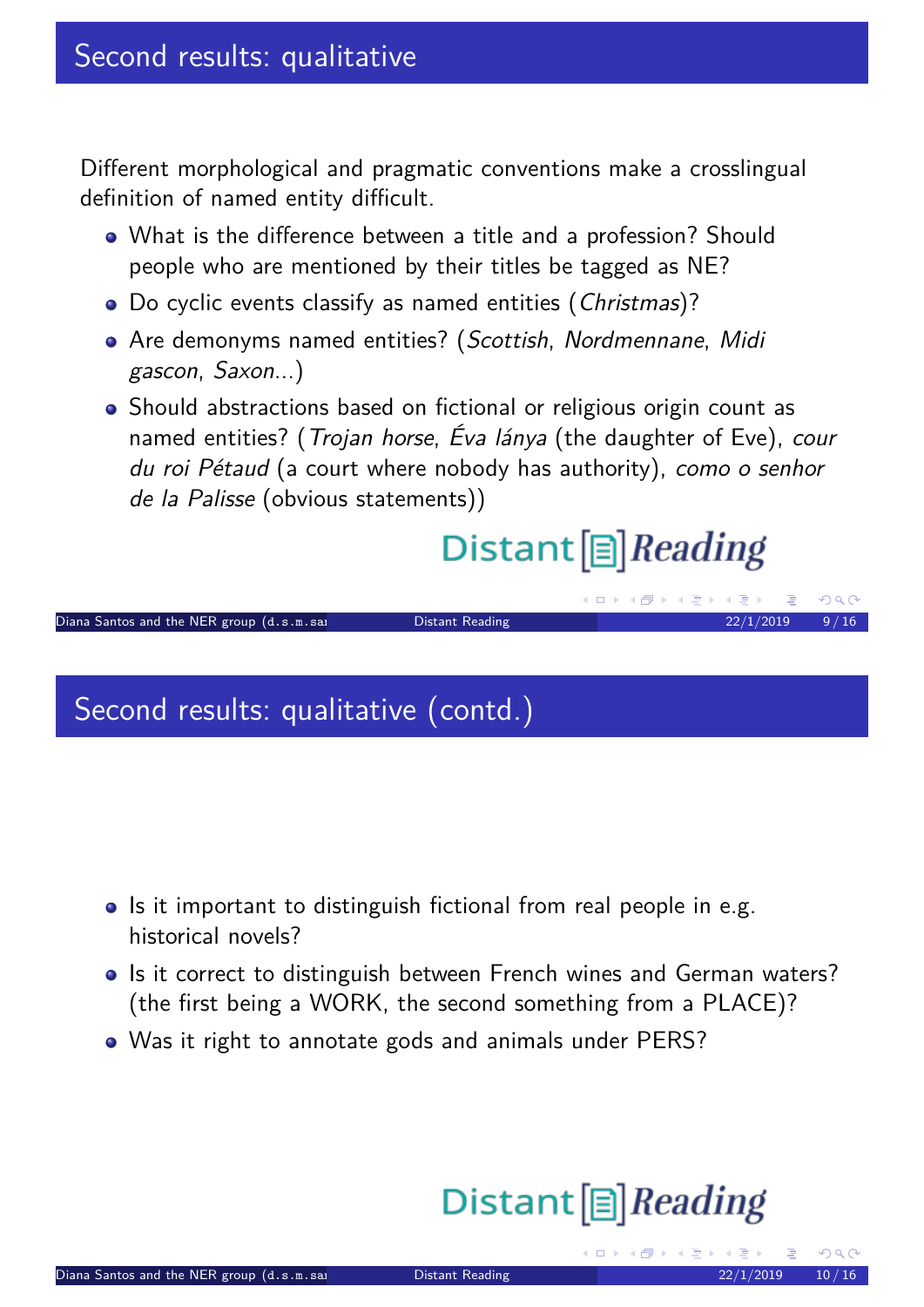## Second results: qualitative

Different morphological and pragmatic conventions make a crosslingual definition of named entity difficult.

- What is the difference between a title and a profession? Should people who are mentioned by their titles be tagged as NE?
- Do cyclic events classify as named entities (*Christmas*)?
- Are demonyms named entities? (*Scottish*, *Nordmennane*, *Midi gascon*, *Saxon*...)
- Should abstractions based on fictional or religious origin count as named entities? (*Trojan horse*, *Éva lánya* (the daughter of Eve), *cour du roi Pétaud* (a court where nobody has authority), *como o senhor de la Palisse* (obvious statements))

## Second results: qualitative (contd.)

- Is it important to distinguish fictional from real people in e.g. historical novels?
- Is it correct to distinguish between French wines and German waters? (the first being a WORK, the second something from a PLACE)?
- Was it right to annotate gods and animals under PERS?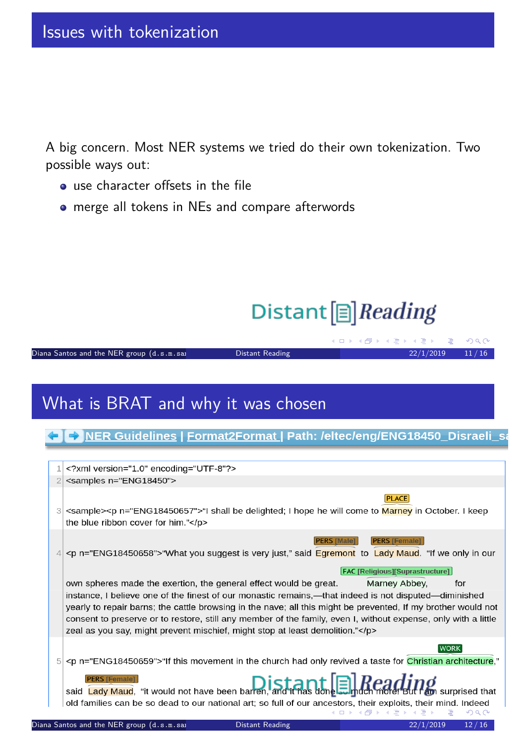## Issues with tokenization

A big concern. Most NER systems we tried do their own tokenization. Two possible ways out:

- use character offsets in the file
- merge all tokens in NEs and compare afterwords

Distant [≣] Reading

## What is BRAT and why it was chosen

NER Guidelines | Format2Format | Path: /eltec/eng/ENG18450_Disraeli_sa

```
1 <?xml version="1.0" encoding="UTF-8"?>
2 <samples n="ENG18450">
3 <sample><p n="ENG18450657">“I shall be delighted; I hope he will come to Marney in October. I keep the blue ribbon cover for him.”</p>
4 <p n="ENG18450658">“What you suggest is very just,” said Egremont to Lady Maud. “If we only in our own spheres made the exertion, the general effect would be great. Marney Abbey, for instance, I believe one of the finest of our monastic remains,—that indeed is not disputed—diminished yearly to repair barns; the cattle browsing in the nave; all this might be prevented, If my brother would not consent to preserve or to restore, still any member of the family, even I, without expense, only with a little zeal as you say, might prevent mischief, might stop at least demolition.”</p>
5 <p n="ENG18450659">“If this movement in the church had only revived a taste for Christian architecture,” said Lady Maud, “it would not have been barren, and it has done so much more! But I am surprised that old families can be so dead to our national art; so full of our ancestors, their exploits, their mind. Indeed
```

Annotations: Marney — PLACE; Egremont — PERS [Male]; Lady Maud — PERS [Female]; Marney Abbey — FAC [Religious][Suprastructure]; Christian architecture — WORK; Lady Maud — PERS [Female]

Distant [≣] Reading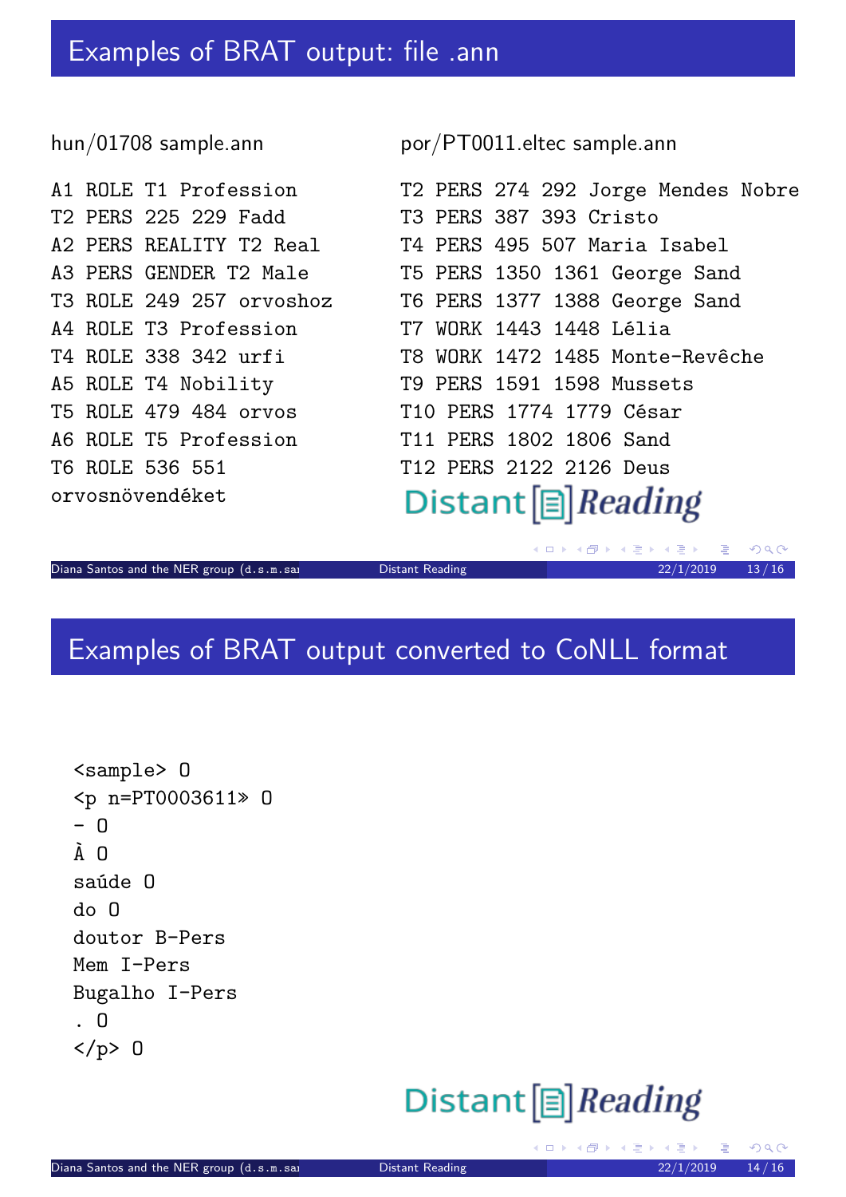## Examples of BRAT output: file .ann

hun/01708 sample.ann

```
A1 ROLE T1 Profession
T2 PERS 225 229 Fadd
A2 PERS REALITY T2 Real
A3 PERS GENDER T2 Male
T3 ROLE 249 257 orvoshoz
A4 ROLE T3 Profession
T4 ROLE 338 342 urfi
A5 ROLE T4 Nobility
T5 ROLE 479 484 orvos
A6 ROLE T5 Profession
T6 ROLE 536 551
orvosnövendéket
```

por/PT0011.eltec sample.ann

```
T2 PERS 274 292 Jorge Mendes Nobre
T3 PERS 387 393 Cristo
T4 PERS 495 507 Maria Isabel
T5 PERS 1350 1361 George Sand
T6 PERS 1377 1388 George Sand
T7 WORK 1443 1448 Lélia
T8 WORK 1472 1485 Monte-Revêche
T9 PERS 1591 1598 Mussets
T10 PERS 1774 1779 César
T11 PERS 1802 1806 Sand
T12 PERS 2122 2126 Deus
```

## Examples of BRAT output converted to CoNLL format

```
<sample> O
<p n=PT0003611» O
- O
À O
saúde O
do O
doutor B-Pers
Mem I-Pers
Bugalho I-Pers
. O
</p> O
```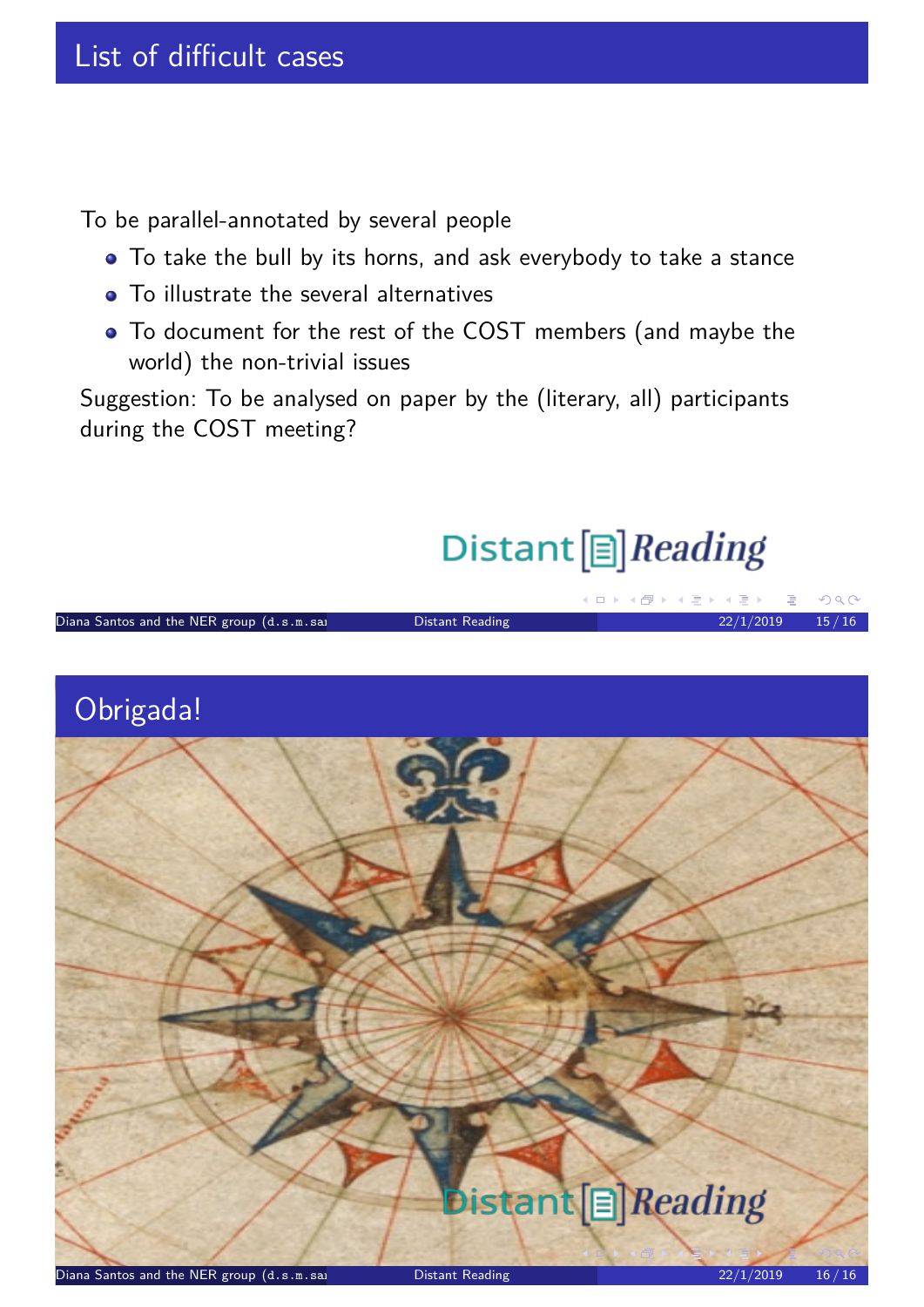## List of difficult cases

To be parallel-annotated by several people

- To take the bull by its horns, and ask everybody to take a stance
- To illustrate the several alternatives
- To document for the rest of the COST members (and maybe the world) the non-trivial issues

Suggestion: To be analysed on paper by the (literary, all) participants during the COST meeting?

Distant Reading

## Obrigada!

Distant Reading